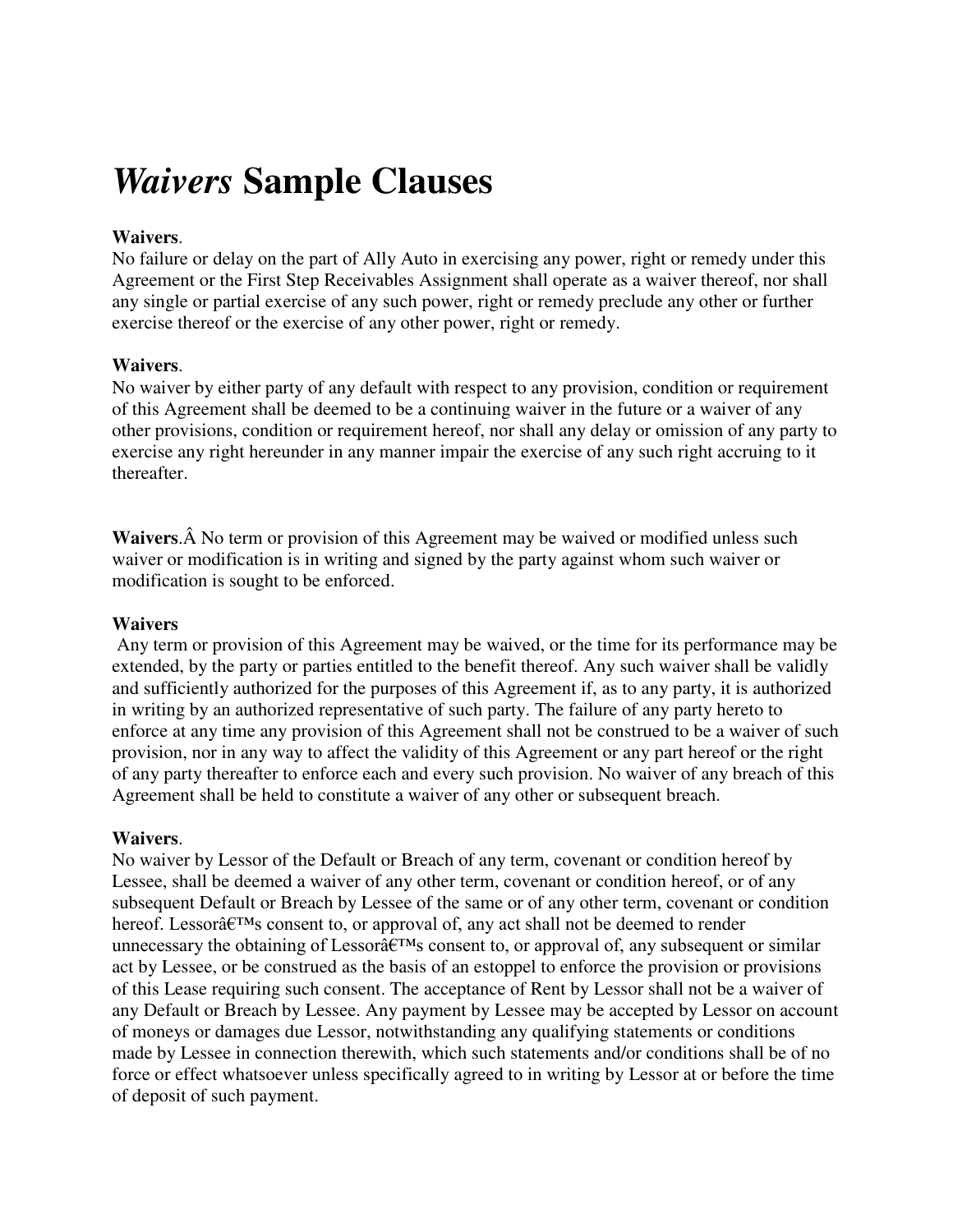# *Waivers* Sample Clauses

**Waivers**.
No failure or delay on the part of Ally Auto in exercising any power, right or remedy under this Agreement or the First Step Receivables Assignment shall operate as a waiver thereof, nor shall any single or partial exercise of any such power, right or remedy preclude any other or further exercise thereof or the exercise of any other power, right or remedy.

**Waivers**.
No waiver by either party of any default with respect to any provision, condition or requirement of this Agreement shall be deemed to be a continuing waiver in the future or a waiver of any other provisions, condition or requirement hereof, nor shall any delay or omission of any party to exercise any right hereunder in any manner impair the exercise of any such right accruing to it thereafter.

**Waivers**.Â No term or provision of this Agreement may be waived or modified unless such waiver or modification is in writing and signed by the party against whom such waiver or modification is sought to be enforced.

**Waivers**
Any term or provision of this Agreement may be waived, or the time for its performance may be extended, by the party or parties entitled to the benefit thereof. Any such waiver shall be validly and sufficiently authorized for the purposes of this Agreement if, as to any party, it is authorized in writing by an authorized representative of such party. The failure of any party hereto to enforce at any time any provision of this Agreement shall not be construed to be a waiver of such provision, nor in any way to affect the validity of this Agreement or any part hereof or the right of any party thereafter to enforce each and every such provision. No waiver of any breach of this Agreement shall be held to constitute a waiver of any other or subsequent breach.

**Waivers**.
No waiver by Lessor of the Default or Breach of any term, covenant or condition hereof by Lessee, shall be deemed a waiver of any other term, covenant or condition hereof, or of any subsequent Default or Breach by Lessee of the same or of any other term, covenant or condition hereof. Lessorâ€™s consent to, or approval of, any act shall not be deemed to render unnecessary the obtaining of Lessorâ€™s consent to, or approval of, any subsequent or similar act by Lessee, or be construed as the basis of an estoppel to enforce the provision or provisions of this Lease requiring such consent. The acceptance of Rent by Lessor shall not be a waiver of any Default or Breach by Lessee. Any payment by Lessee may be accepted by Lessor on account of moneys or damages due Lessor, notwithstanding any qualifying statements or conditions made by Lessee in connection therewith, which such statements and/or conditions shall be of no force or effect whatsoever unless specifically agreed to in writing by Lessor at or before the time of deposit of such payment.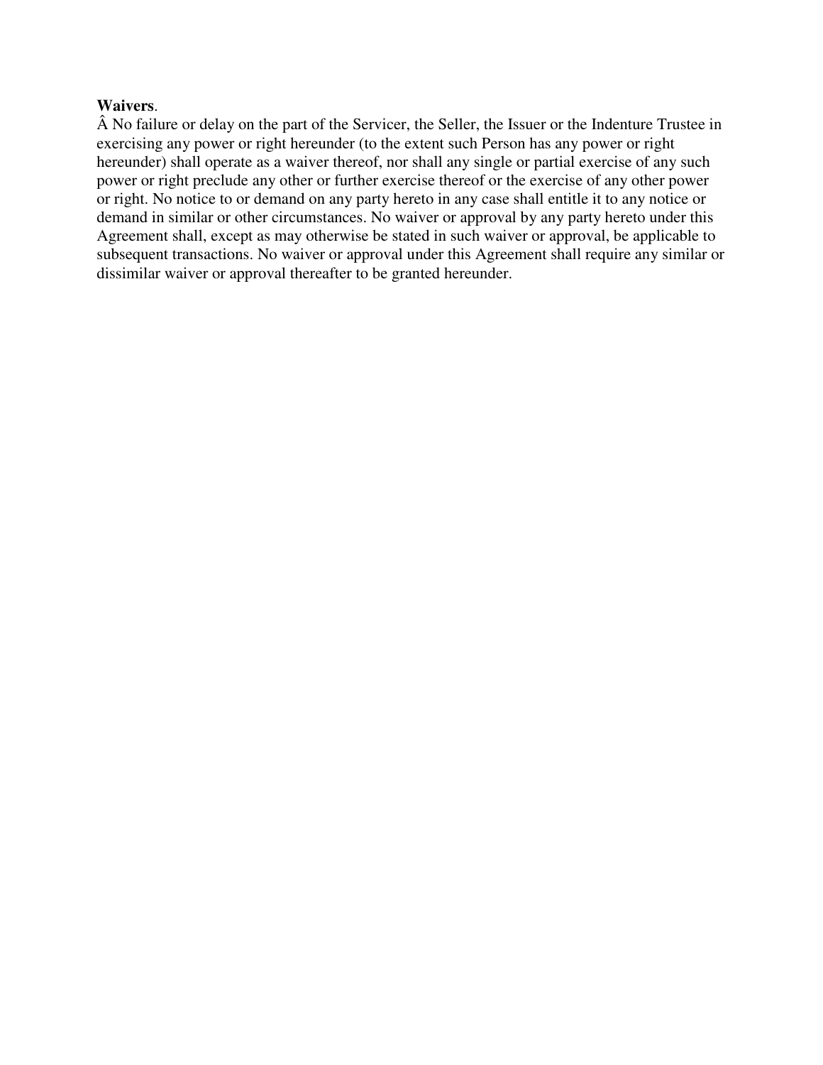**Waivers**.

Â No failure or delay on the part of the Servicer, the Seller, the Issuer or the Indenture Trustee in exercising any power or right hereunder (to the extent such Person has any power or right hereunder) shall operate as a waiver thereof, nor shall any single or partial exercise of any such power or right preclude any other or further exercise thereof or the exercise of any other power or right. No notice to or demand on any party hereto in any case shall entitle it to any notice or demand in similar or other circumstances. No waiver or approval by any party hereto under this Agreement shall, except as may otherwise be stated in such waiver or approval, be applicable to subsequent transactions. No waiver or approval under this Agreement shall require any similar or dissimilar waiver or approval thereafter to be granted hereunder.